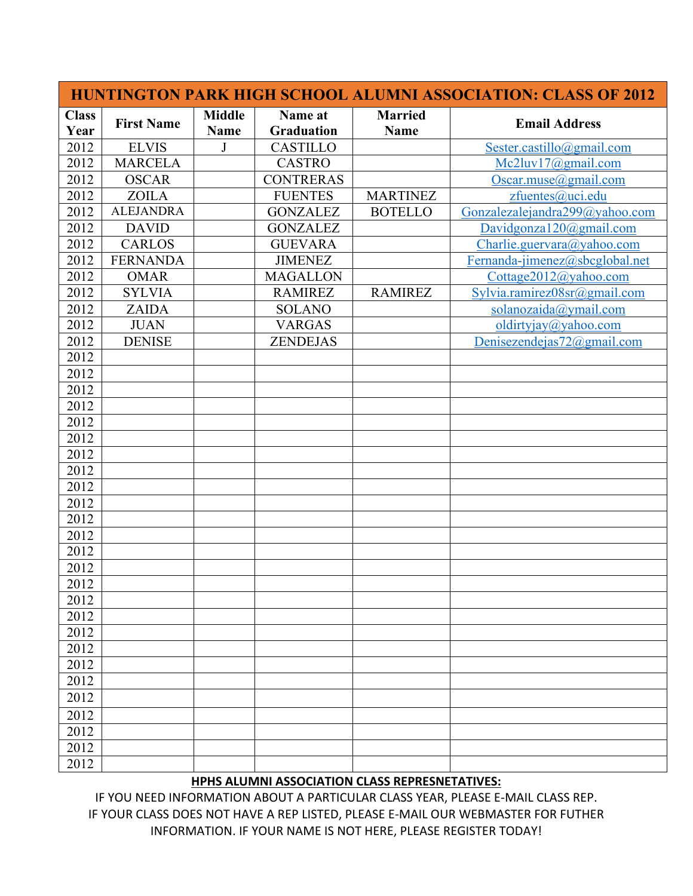| HUNTINGTON PARK HIGH SCHOOL ALUMNI ASSOCIATION: CLASS OF 2012 | | | | | |
|---|---|---|---|---|---|
| **Class Year** | **First Name** | **Middle Name** | **Name at Graduation** | **Married Name** | **Email Address** |
| 2012 | ELVIS | J | CASTILLO | | Sester.castillo@gmail.com |
| 2012 | MARCELA | | CASTRO | | Mc2luv17@gmail.com |
| 2012 | OSCAR | | CONTRERAS | | Oscar.muse@gmail.com |
| 2012 | ZOILA | | FUENTES | MARTINEZ | zfuentes@uci.edu |
| 2012 | ALEJANDRA | | GONZALEZ | BOTELLO | Gonzalezalejandra299@yahoo.com |
| 2012 | DAVID | | GONZALEZ | | Davidgonza120@gmail.com |
| 2012 | CARLOS | | GUEVARA | | Charlie.guervara@yahoo.com |
| 2012 | FERNANDA | | JIMENEZ | | Fernanda-jimenez@sbcglobal.net |
| 2012 | OMAR | | MAGALLON | | Cottage2012@yahoo.com |
| 2012 | SYLVIA | | RAMIREZ | RAMIREZ | Sylvia.ramirez08sr@gmail.com |
| 2012 | ZAIDA | | SOLANO | | solanozaida@ymail.com |
| 2012 | JUAN | | VARGAS | | oldirtyjay@yahoo.com |
| 2012 | DENISE | | ZENDEJAS | | Denisezendejas72@gmail.com |
| 2012 | | | | | |
| 2012 | | | | | |
| 2012 | | | | | |
| 2012 | | | | | |
| 2012 | | | | | |
| 2012 | | | | | |
| 2012 | | | | | |
| 2012 | | | | | |
| 2012 | | | | | |
| 2012 | | | | | |
| 2012 | | | | | |
| 2012 | | | | | |
| 2012 | | | | | |
| 2012 | | | | | |
| 2012 | | | | | |
| 2012 | | | | | |
| 2012 | | | | | |
| 2012 | | | | | |
| 2012 | | | | | |
| 2012 | | | | | |
| 2012 | | | | | |
| 2012 | | | | | |
| 2012 | | | | | |
| 2012 | | | | | |
| 2012 | | | | | |
| 2012 | | | | | |

**HPHS ALUMNI ASSOCIATION CLASS REPRESNETATIVES:**

IF YOU NEED INFORMATION ABOUT A PARTICULAR CLASS YEAR, PLEASE E-MAIL CLASS REP.
IF YOUR CLASS DOES NOT HAVE A REP LISTED, PLEASE E-MAIL OUR WEBMASTER FOR FUTHER INFORMATION. IF YOUR NAME IS NOT HERE, PLEASE REGISTER TODAY!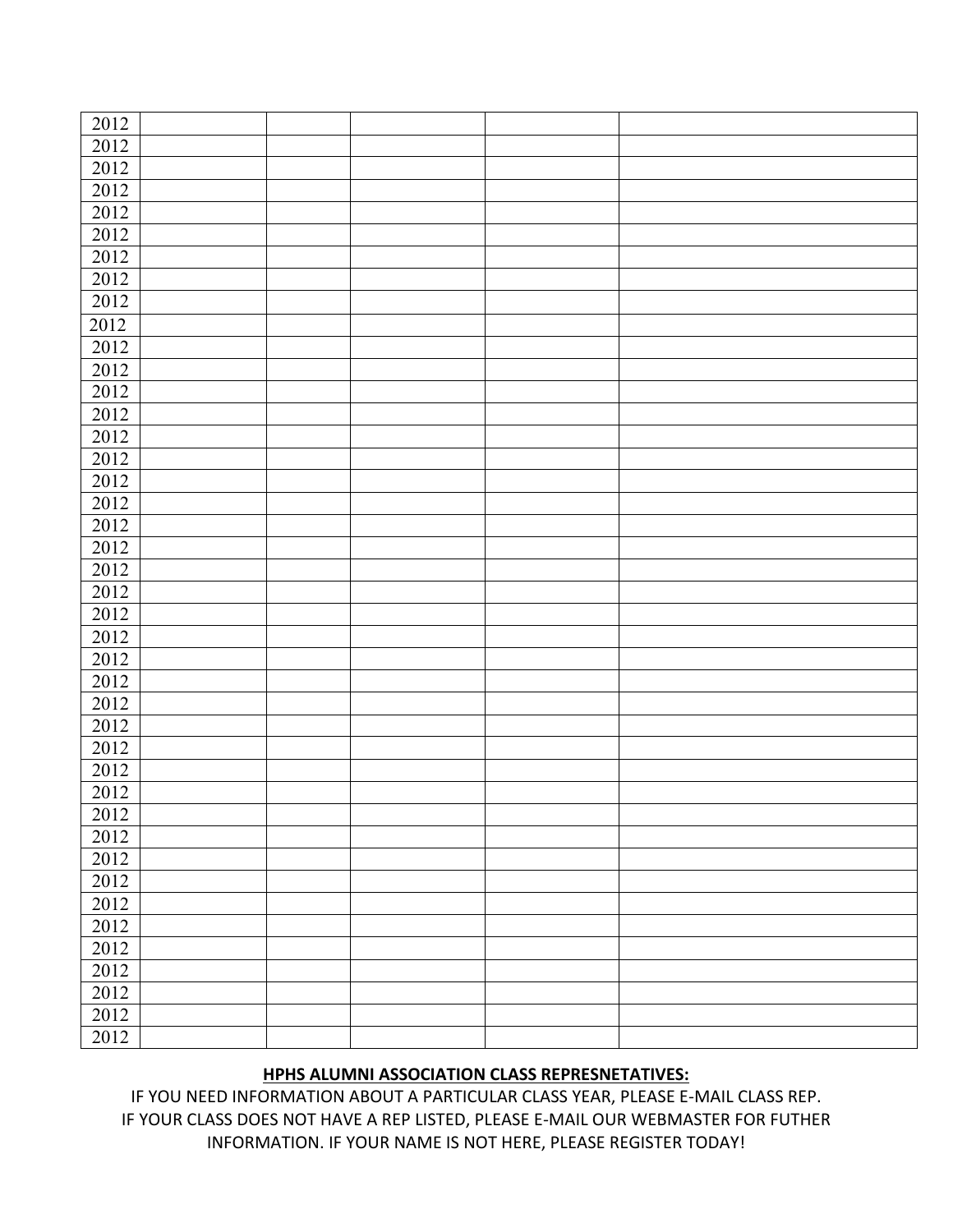| 2012 | | | | | |
|---|---|---|---|---|---|
| 2012 | | | | | |
| 2012 | | | | | |
| 2012 | | | | | |
| 2012 | | | | | |
| 2012 | | | | | |
| 2012 | | | | | |
| 2012 | | | | | |
| 2012 | | | | | |
| 2012 | | | | | |
| 2012 | | | | | |
| 2012 | | | | | |
| 2012 | | | | | |
| 2012 | | | | | |
| 2012 | | | | | |
| 2012 | | | | | |
| 2012 | | | | | |
| 2012 | | | | | |
| 2012 | | | | | |
| 2012 | | | | | |
| 2012 | | | | | |
| 2012 | | | | | |
| 2012 | | | | | |
| 2012 | | | | | |
| 2012 | | | | | |
| 2012 | | | | | |
| 2012 | | | | | |
| 2012 | | | | | |
| 2012 | | | | | |
| 2012 | | | | | |
| 2012 | | | | | |
| 2012 | | | | | |
| 2012 | | | | | |
| 2012 | | | | | |
| 2012 | | | | | |
| 2012 | | | | | |
| 2012 | | | | | |
| 2012 | | | | | |
| 2012 | | | | | |
| 2012 | | | | | |
| 2012 | | | | | |
| 2012 | | | | | |

**HPHS ALUMNI ASSOCIATION CLASS REPRESNETATIVES:**

IF YOU NEED INFORMATION ABOUT A PARTICULAR CLASS YEAR, PLEASE E-MAIL CLASS REP. IF YOUR CLASS DOES NOT HAVE A REP LISTED, PLEASE E-MAIL OUR WEBMASTER FOR FUTHER INFORMATION. IF YOUR NAME IS NOT HERE, PLEASE REGISTER TODAY!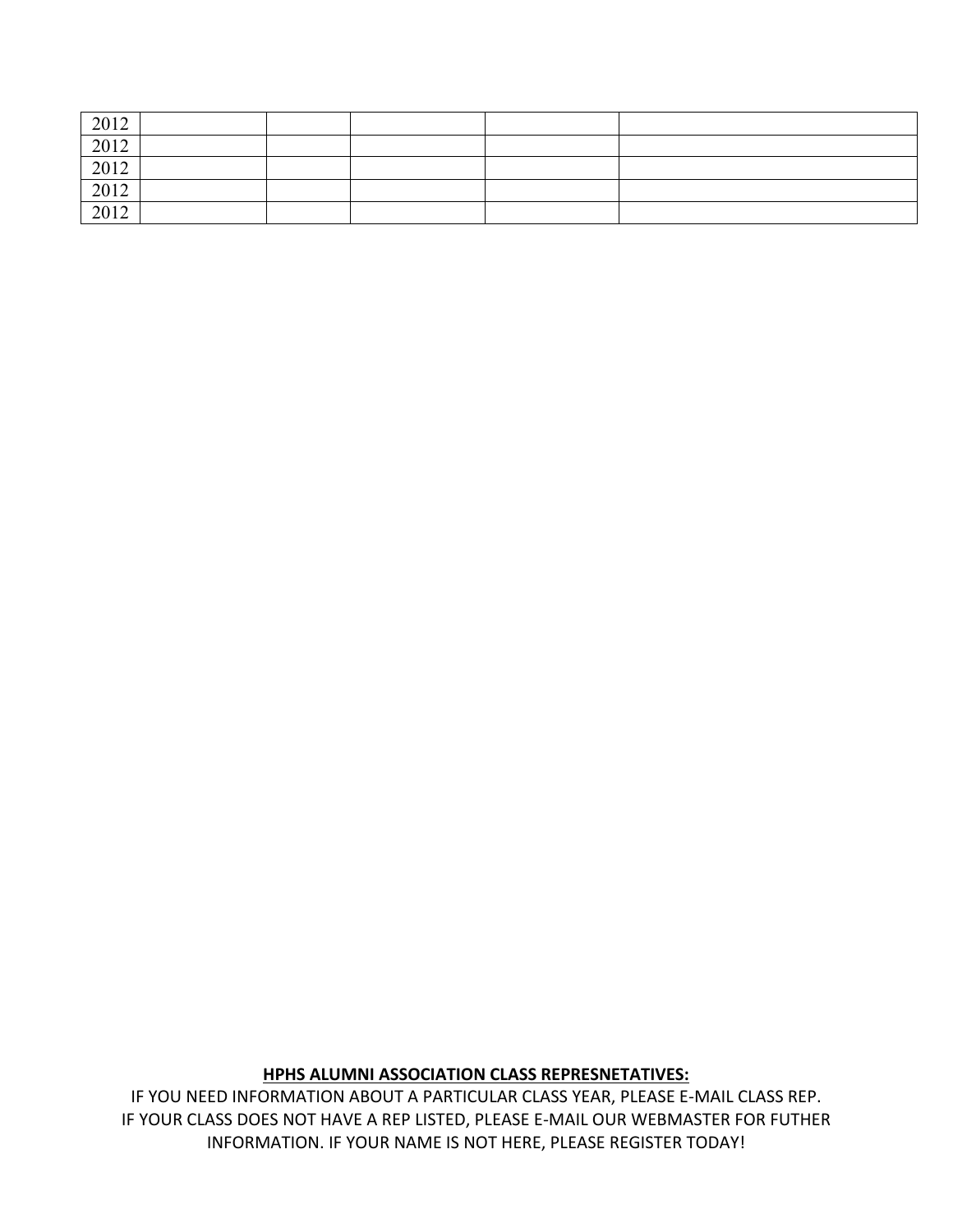| | | | | | |
|---|---|---|---|---|---|
| 2012 | | | | | |
| 2012 | | | | | |
| 2012 | | | | | |
| 2012 | | | | | |
| 2012 | | | | | |

**HPHS ALUMNI ASSOCIATION CLASS REPRESNETATIVES:**

IF YOU NEED INFORMATION ABOUT A PARTICULAR CLASS YEAR, PLEASE E-MAIL CLASS REP. IF YOUR CLASS DOES NOT HAVE A REP LISTED, PLEASE E-MAIL OUR WEBMASTER FOR FUTHER INFORMATION. IF YOUR NAME IS NOT HERE, PLEASE REGISTER TODAY!